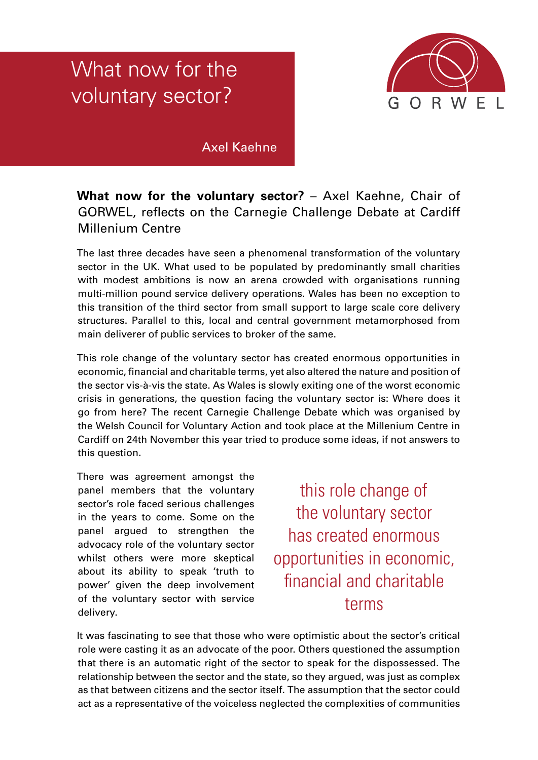# What now for the voluntary sector?

Axel Kaehne

GORWEL

**What now for the voluntary sector?** – Axel Kaehne, Chair of GORWEL, reflects on the Carnegie Challenge Debate at Cardiff Millenium Centre

The last three decades have seen a phenomenal transformation of the voluntary sector in the UK. What used to be populated by predominantly small charities with modest ambitions is now an arena crowded with organisations running multi-million pound service delivery operations. Wales has been no exception to this transition of the third sector from small support to large scale core delivery structures. Parallel to this, local and central government metamorphosed from main deliverer of public services to broker of the same.

This role change of the voluntary sector has created enormous opportunities in economic, financial and charitable terms, yet also altered the nature and position of the sector vis-à-vis the state. As Wales is slowly exiting one of the worst economic crisis in generations, the question facing the voluntary sector is: Where does it go from here? The recent Carnegie Challenge Debate which was organised by the Welsh Council for Voluntary Action and took place at the Millenium Centre in Cardiff on 24th November this year tried to produce some ideas, if not answers to this question.

There was agreement amongst the panel members that the voluntary sector's role faced serious challenges in the years to come. Some on the panel argued to strengthen the advocacy role of the voluntary sector whilst others were more skeptical about its ability to speak 'truth to power' given the deep involvement of the voluntary sector with service delivery.

> this role change of the voluntary sector has created enormous opportunities in economic, financial and charitable terms

It was fascinating to see that those who were optimistic about the sector's critical role were casting it as an advocate of the poor. Others questioned the assumption that there is an automatic right of the sector to speak for the dispossessed. The relationship between the sector and the state, so they argued, was just as complex as that between citizens and the sector itself. The assumption that the sector could act as a representative of the voiceless neglected the complexities of communities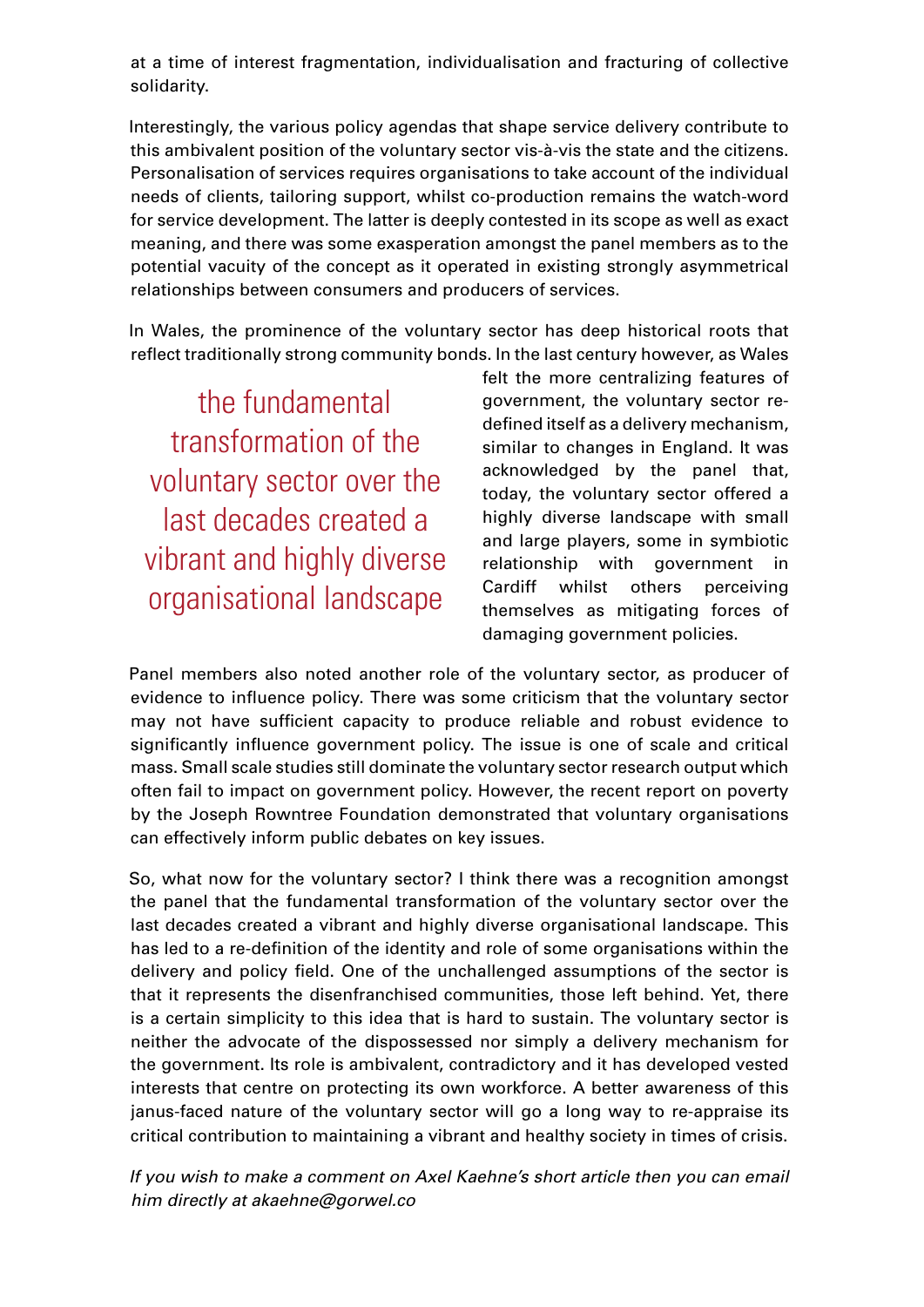at a time of interest fragmentation, individualisation and fracturing of collective solidarity.

Interestingly, the various policy agendas that shape service delivery contribute to this ambivalent position of the voluntary sector vis-à-vis the state and the citizens. Personalisation of services requires organisations to take account of the individual needs of clients, tailoring support, whilst co-production remains the watch-word for service development. The latter is deeply contested in its scope as well as exact meaning, and there was some exasperation amongst the panel members as to the potential vacuity of the concept as it operated in existing strongly asymmetrical relationships between consumers and producers of services.

In Wales, the prominence of the voluntary sector has deep historical roots that reflect traditionally strong community bonds. In the last century however, as Wales felt the more centralizing features of government, the voluntary sector re-defined itself as a delivery mechanism, similar to changes in England. It was acknowledged by the panel that, today, the voluntary sector offered a highly diverse landscape with small and large players, some in symbiotic relationship with government in Cardiff whilst others perceiving themselves as mitigating forces of damaging government policies.

> the fundamental transformation of the voluntary sector over the last decades created a vibrant and highly diverse organisational landscape

Panel members also noted another role of the voluntary sector, as producer of evidence to influence policy. There was some criticism that the voluntary sector may not have sufficient capacity to produce reliable and robust evidence to significantly influence government policy. The issue is one of scale and critical mass. Small scale studies still dominate the voluntary sector research output which often fail to impact on government policy. However, the recent report on poverty by the Joseph Rowntree Foundation demonstrated that voluntary organisations can effectively inform public debates on key issues.

So, what now for the voluntary sector? I think there was a recognition amongst the panel that the fundamental transformation of the voluntary sector over the last decades created a vibrant and highly diverse organisational landscape. This has led to a re-definition of the identity and role of some organisations within the delivery and policy field. One of the unchallenged assumptions of the sector is that it represents the disenfranchised communities, those left behind. Yet, there is a certain simplicity to this idea that is hard to sustain. The voluntary sector is neither the advocate of the dispossessed nor simply a delivery mechanism for the government. Its role is ambivalent, contradictory and it has developed vested interests that centre on protecting its own workforce. A better awareness of this janus-faced nature of the voluntary sector will go a long way to re-appraise its critical contribution to maintaining a vibrant and healthy society in times of crisis.

*If you wish to make a comment on Axel Kaehne's short article then you can email him directly at akaehne@gorwel.co*